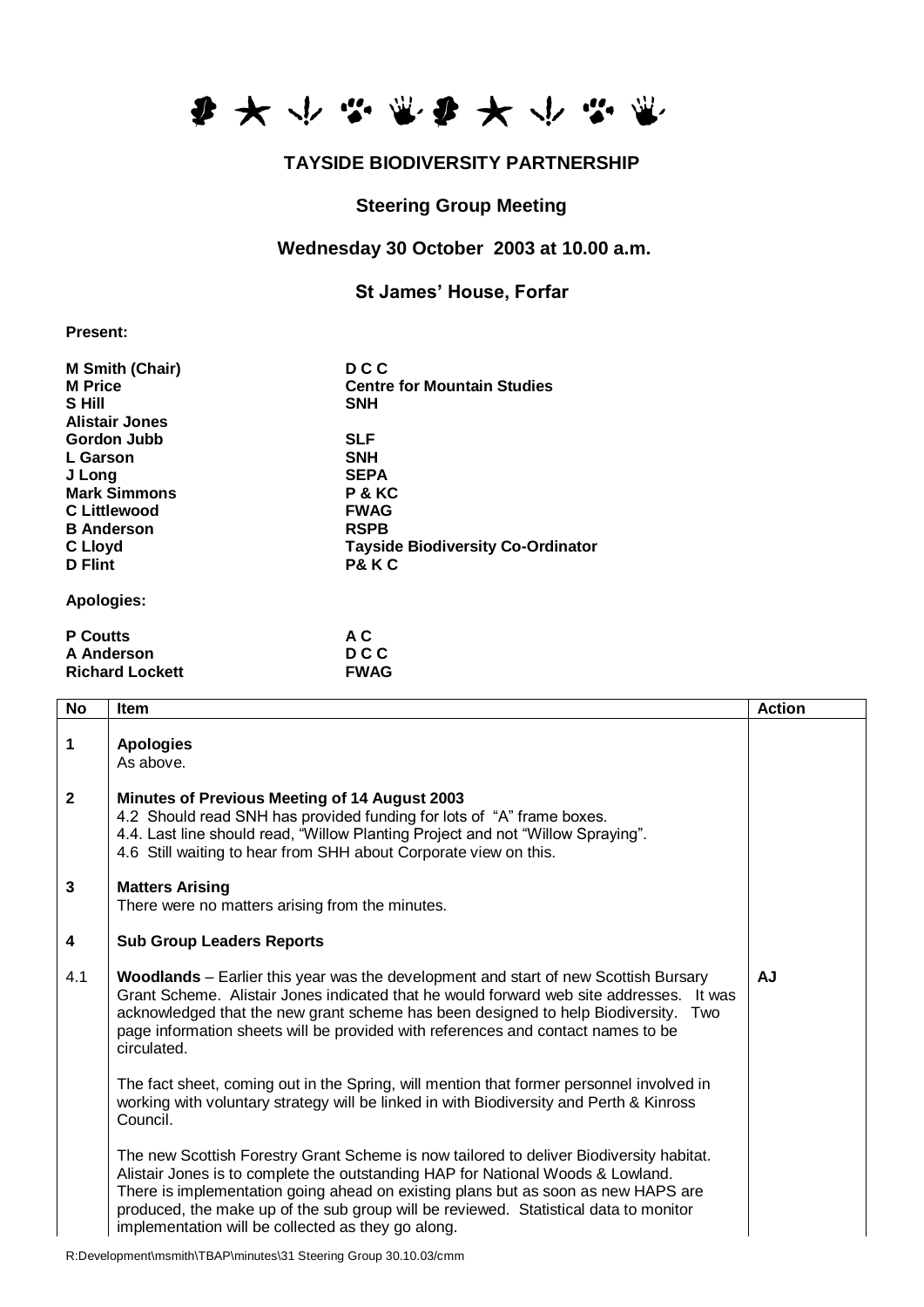# TAYSIDE BIODIVERSITY PARTNERSHIP

## Steering Group Meeting

## Wednesday 30 October 2003 at 10.00 a.m.

## St James' House, Forfar

**Present:**

| | |
|---|---|
| **M Smith (Chair)** | **D C C** |
| **M Price** | **Centre for Mountain Studies** |
| **S Hill** | **SNH** |
| **Alistair Jones** | |
| **Gordon Jubb** | **SLF** |
| **L Garson** | **SNH** |
| **J Long** | **SEPA** |
| **Mark Simmons** | **P & KC** |
| **C Littlewood** | **FWAG** |
| **B Anderson** | **RSPB** |
| **C Lloyd** | **Tayside Biodiversity Co-Ordinator** |
| **D Flint** | **P& K C** |

**Apologies:**

| | |
|---|---|
| **P Coutts** | **A C** |
| **A Anderson** | **D C C** |
| **Richard Lockett** | **FWAG** |

| No | Item | Action |
|---|---|---|
| 1 | **Apologies**<br>As above. | |
| 2 | **Minutes of Previous Meeting of 14 August 2003**<br>4.2 Should read SNH has provided funding for lots of "A" frame boxes.<br>4.4. Last line should read, "Willow Planting Project and not "Willow Spraying".<br>4.6 Still waiting to hear from SHH about Corporate view on this. | |
| 3 | **Matters Arising**<br>There were no matters arising from the minutes. | |
| 4 | **Sub Group Leaders Reports** | |
| 4.1 | **Woodlands** – Earlier this year was the development and start of new Scottish Bursary Grant Scheme. Alistair Jones indicated that he would forward web site addresses. It was acknowledged that the new grant scheme has been designed to help Biodiversity. Two page information sheets will be provided with references and contact names to be circulated.<br><br>The fact sheet, coming out in the Spring, will mention that former personnel involved in working with voluntary strategy will be linked in with Biodiversity and Perth & Kinross Council.<br><br>The new Scottish Forestry Grant Scheme is now tailored to deliver Biodiversity habitat. Alistair Jones is to complete the outstanding HAP for National Woods & Lowland. There is implementation going ahead on existing plans but as soon as new HAPS are produced, the make up of the sub group will be reviewed. Statistical data to monitor implementation will be collected as they go along. | **AJ** |

R:Development\msmith\TBAP\minutes\31 Steering Group 30.10.03/cmm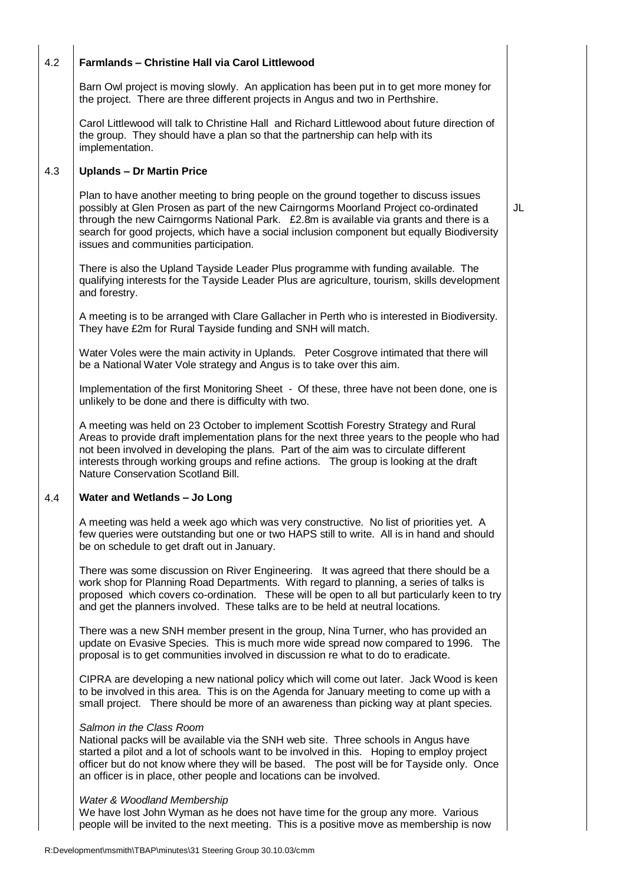### 4.2 Farmlands – Christine Hall via Carol Littlewood

Barn Owl project is moving slowly. An application has been put in to get more money for the project. There are three different projects in Angus and two in Perthshire.

Carol Littlewood will talk to Christine Hall and Richard Littlewood about future direction of the group. They should have a plan so that the partnership can help with its implementation.

### 4.3 Uplands – Dr Martin Price

Plan to have another meeting to bring people on the ground together to discuss issues possibly at Glen Prosen as part of the new Cairngorms Moorland Project co-ordinated through the new Cairngorms National Park. £2.8m is available via grants and there is a search for good projects, which have a social inclusion component but equally Biodiversity issues and communities participation. **JL**

There is also the Upland Tayside Leader Plus programme with funding available. The qualifying interests for the Tayside Leader Plus are agriculture, tourism, skills development and forestry.

A meeting is to be arranged with Clare Gallacher in Perth who is interested in Biodiversity. They have £2m for Rural Tayside funding and SNH will match.

Water Voles were the main activity in Uplands. Peter Cosgrove intimated that there will be a National Water Vole strategy and Angus is to take over this aim.

Implementation of the first Monitoring Sheet - Of these, three have not been done, one is unlikely to be done and there is difficulty with two.

A meeting was held on 23 October to implement Scottish Forestry Strategy and Rural Areas to provide draft implementation plans for the next three years to the people who had not been involved in developing the plans. Part of the aim was to circulate different interests through working groups and refine actions. The group is looking at the draft Nature Conservation Scotland Bill.

### 4.4 Water and Wetlands – Jo Long

A meeting was held a week ago which was very constructive. No list of priorities yet. A few queries were outstanding but one or two HAPS still to write. All is in hand and should be on schedule to get draft out in January.

There was some discussion on River Engineering. It was agreed that there should be a work shop for Planning Road Departments. With regard to planning, a series of talks is proposed which covers co-ordination. These will be open to all but particularly keen to try and get the planners involved. These talks are to be held at neutral locations.

There was a new SNH member present in the group, Nina Turner, who has provided an update on Evasive Species. This is much more wide spread now compared to 1996. The proposal is to get communities involved in discussion re what to do to eradicate.

CIPRA are developing a new national policy which will come out later. Jack Wood is keen to be involved in this area. This is on the Agenda for January meeting to come up with a small project. There should be more of an awareness than picking way at plant species.

*Salmon in the Class Room*

National packs will be available via the SNH web site. Three schools in Angus have started a pilot and a lot of schools want to be involved in this. Hoping to employ project officer but do not know where they will be based. The post will be for Tayside only. Once an officer is in place, other people and locations can be involved.

*Water & Woodland Membership*

We have lost John Wyman as he does not have time for the group any more. Various people will be invited to the next meeting. This is a positive move as membership is now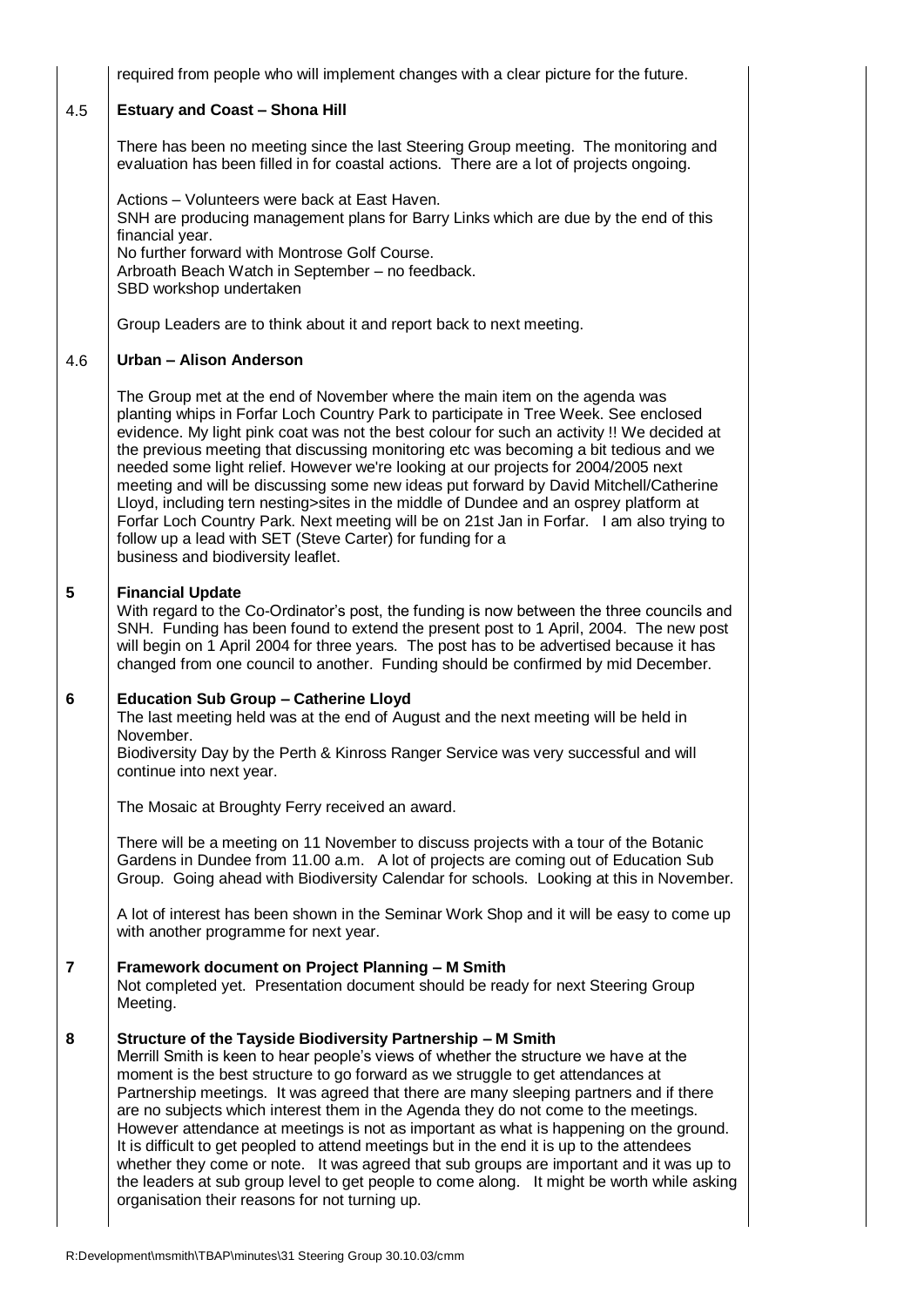required from people who will implement changes with a clear picture for the future.

4.5 **Estuary and Coast – Shona Hill**

There has been no meeting since the last Steering Group meeting. The monitoring and evaluation has been filled in for coastal actions. There are a lot of projects ongoing.

Actions – Volunteers were back at East Haven.
SNH are producing management plans for Barry Links which are due by the end of this financial year.
No further forward with Montrose Golf Course.
Arbroath Beach Watch in September – no feedback.
SBD workshop undertaken

Group Leaders are to think about it and report back to next meeting.

4.6 **Urban – Alison Anderson**

The Group met at the end of November where the main item on the agenda was planting whips in Forfar Loch Country Park to participate in Tree Week. See enclosed evidence. My light pink coat was not the best colour for such an activity !! We decided at the previous meeting that discussing monitoring etc was becoming a bit tedious and we needed some light relief. However we're looking at our projects for 2004/2005 next meeting and will be discussing some new ideas put forward by David Mitchell/Catherine Lloyd, including tern nesting>sites in the middle of Dundee and an osprey platform at Forfar Loch Country Park. Next meeting will be on 21st Jan in Forfar. I am also trying to follow up a lead with SET (Steve Carter) for funding for a business and biodiversity leaflet.

**5 Financial Update**

With regard to the Co-Ordinator's post, the funding is now between the three councils and SNH. Funding has been found to extend the present post to 1 April, 2004. The new post will begin on 1 April 2004 for three years. The post has to be advertised because it has changed from one council to another. Funding should be confirmed by mid December.

**6 Education Sub Group – Catherine Lloyd**

The last meeting held was at the end of August and the next meeting will be held in November.
Biodiversity Day by the Perth & Kinross Ranger Service was very successful and will continue into next year.

The Mosaic at Broughty Ferry received an award.

There will be a meeting on 11 November to discuss projects with a tour of the Botanic Gardens in Dundee from 11.00 a.m. A lot of projects are coming out of Education Sub Group. Going ahead with Biodiversity Calendar for schools. Looking at this in November.

A lot of interest has been shown in the Seminar Work Shop and it will be easy to come up with another programme for next year.

**7 Framework document on Project Planning – M Smith**

Not completed yet. Presentation document should be ready for next Steering Group Meeting.

**8 Structure of the Tayside Biodiversity Partnership – M Smith**

Merrill Smith is keen to hear people's views of whether the structure we have at the moment is the best structure to go forward as we struggle to get attendances at Partnership meetings. It was agreed that there are many sleeping partners and if there are no subjects which interest them in the Agenda they do not come to the meetings. However attendance at meetings is not as important as what is happening on the ground. It is difficult to get peopled to attend meetings but in the end it is up to the attendees whether they come or note. It was agreed that sub groups are important and it was up to the leaders at sub group level to get people to come along. It might be worth while asking organisation their reasons for not turning up.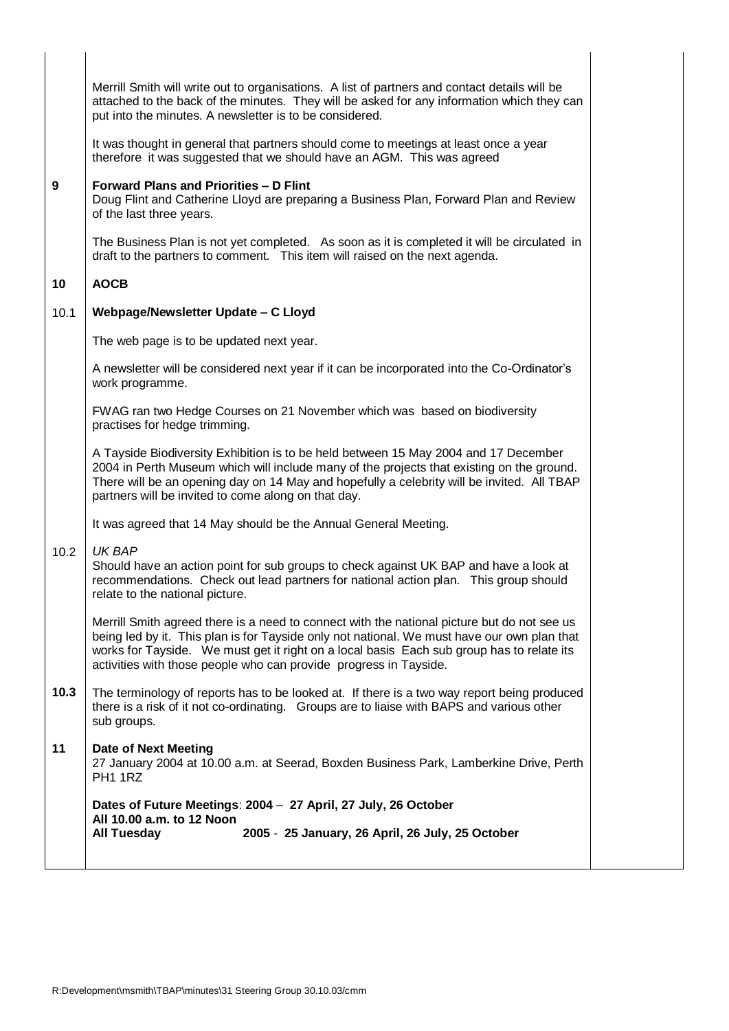Merrill Smith will write out to organisations. A list of partners and contact details will be attached to the back of the minutes. They will be asked for any information which they can put into the minutes. A newsletter is to be considered.

It was thought in general that partners should come to meetings at least once a year therefore it was suggested that we should have an AGM. This was agreed

**9 Forward Plans and Priorities – D Flint**

Doug Flint and Catherine Lloyd are preparing a Business Plan, Forward Plan and Review of the last three years.

The Business Plan is not yet completed. As soon as it is completed it will be circulated in draft to the partners to comment. This item will raised on the next agenda.

**10 AOCB**

10.1 **Webpage/Newsletter Update – C Lloyd**

The web page is to be updated next year.

A newsletter will be considered next year if it can be incorporated into the Co-Ordinator's work programme.

FWAG ran two Hedge Courses on 21 November which was based on biodiversity practises for hedge trimming.

A Tayside Biodiversity Exhibition is to be held between 15 May 2004 and 17 December 2004 in Perth Museum which will include many of the projects that existing on the ground. There will be an opening day on 14 May and hopefully a celebrity will be invited. All TBAP partners will be invited to come along on that day.

It was agreed that 14 May should be the Annual General Meeting.

10.2 *UK BAP*

Should have an action point for sub groups to check against UK BAP and have a look at recommendations. Check out lead partners for national action plan. This group should relate to the national picture.

Merrill Smith agreed there is a need to connect with the national picture but do not see us being led by it. This plan is for Tayside only not national. We must have our own plan that works for Tayside. We must get it right on a local basis Each sub group has to relate its activities with those people who can provide progress in Tayside.

**10.3** The terminology of reports has to be looked at. If there is a two way report being produced there is a risk of it not co-ordinating. Groups are to liaise with BAPS and various other sub groups.

**11 Date of Next Meeting**

27 January 2004 at 10.00 a.m. at Seerad, Boxden Business Park, Lamberkine Drive, Perth PH1 1RZ

**Dates of Future Meetings**: **2004** – **27 April, 27 July, 26 October**
**All 10.00 a.m. to 12 Noon**
**All Tuesday** **2005 - 25 January, 26 April, 26 July, 25 October**

R:Development\msmith\TBAP\minutes\31 Steering Group 30.10.03/cmm